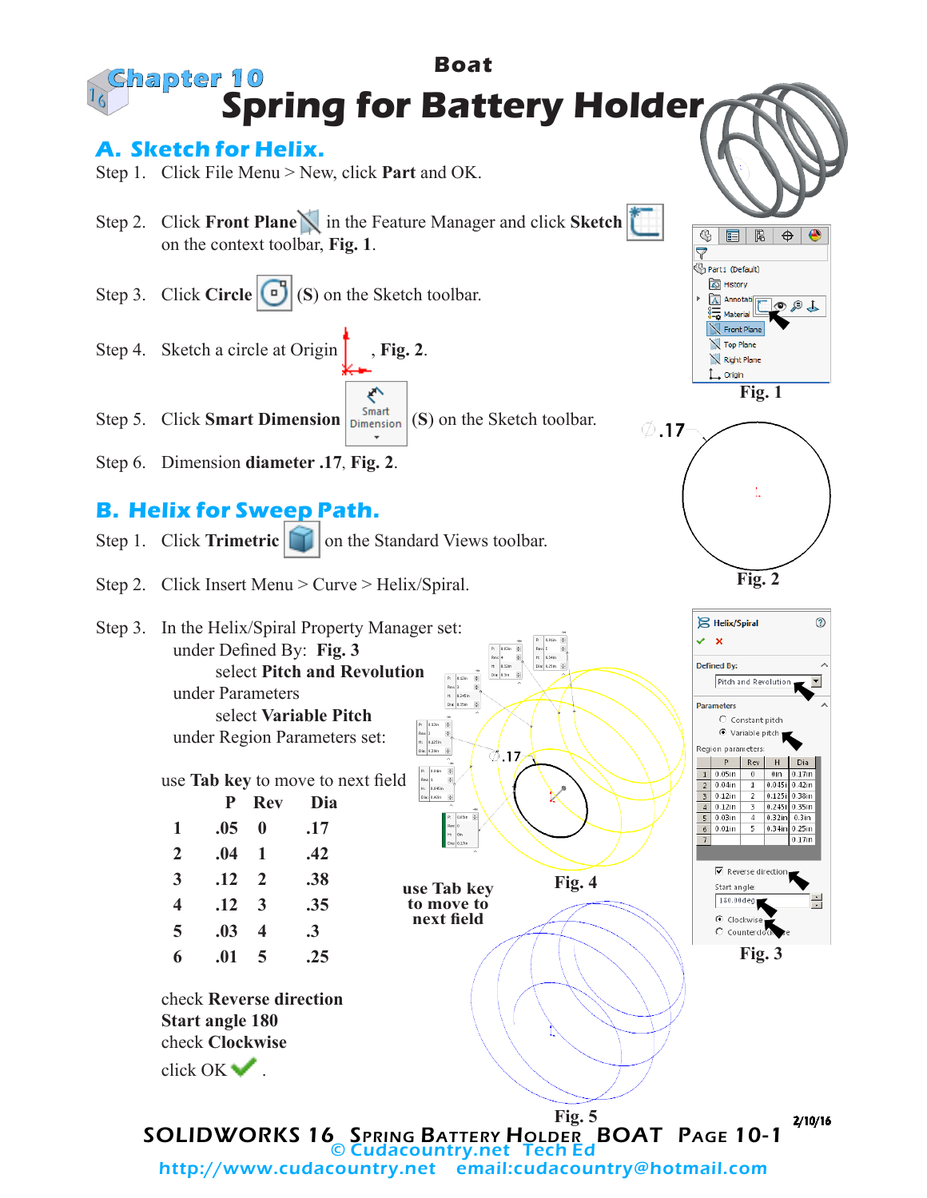Chapter 10

Boat

# Spring for Battery Holder

## A. Sketch for Helix.

Step 1. Click File Menu > New, click **Part** and OK.

Step 2. Click **Front Plane** in the Feature Manager and click **Sketch** on the context toolbar, **Fig. 1**.

Step 3. Click **Circle** (**S**) on the Sketch toolbar.

Step 4. Sketch a circle at Origin , **Fig. 2**.

Step 5. Click **Smart Dimension** (**S**) on the Sketch toolbar.

Step 6. Dimension **diameter .17**, **Fig. 2**.

Fig. 1

Fig. 2

## B. Helix for Sweep Path.

Step 1. Click **Trimetric** on the Standard Views toolbar.

Step 2. Click Insert Menu > Curve > Helix/Spiral.

Step 3. In the Helix/Spiral Property Manager set:
under Defined By: **Fig. 3**
select **Pitch and Revolution**
under Parameters
select **Variable Pitch**
under Region Parameters set:

use **Tab key** to move to next field

| | P | Rev | Dia |
|---|---|---|---|
| 1 | .05 | 0 | .17 |
| 2 | .04 | 1 | .42 |
| 3 | .12 | 2 | .38 |
| 4 | .12 | 3 | .35 |
| 5 | .03 | 4 | .3 |
| 6 | .01 | 5 | .25 |

check **Reverse direction**
**Start angle 180**
check **Clockwise**
click OK .

**use Tab key to move to next field**

Fig. 4

Fig. 3

Fig. 5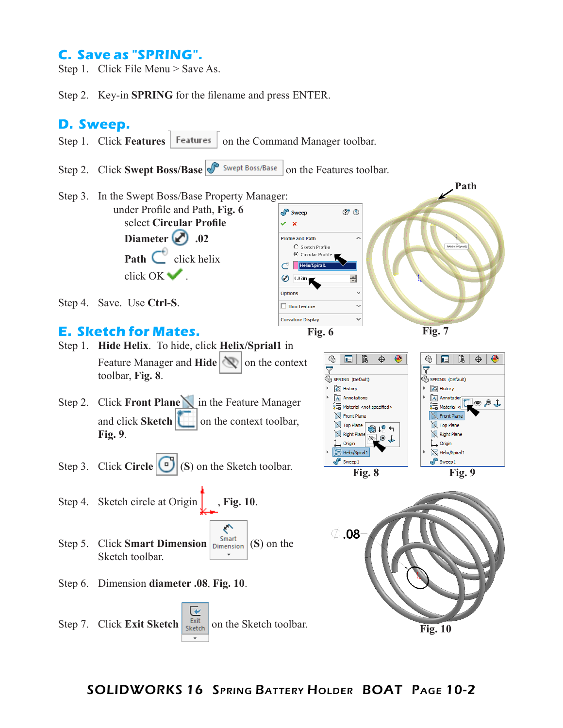## C. Save as "SPRING".

Step 1. Click File Menu > Save As.

Step 2. Key-in **SPRING** for the filename and press ENTER.

## D. Sweep.

Step 1. Click **Features** on the Command Manager toolbar.

Step 2. Click **Swept Boss/Base** on the Features toolbar.

Step 3. In the Swept Boss/Base Property Manager:
under Profile and Path, **Fig. 6**
select **Circular Profile**
**Diameter** .02
**Path** click helix
click OK .

Step 4. Save. Use **Ctrl-S**.

Fig. 6

Fig. 7

## E. Sketch for Mates.

Step 1. **Hide Helix**. To hide, click **Helix/Sprial1** in Feature Manager and **Hide** on the context toolbar, **Fig. 8**.

Step 2. Click **Front Plane** in the Feature Manager and click **Sketch** on the context toolbar, **Fig. 9**.

Step 3. Click **Circle** (S) on the Sketch toolbar.

Step 4. Sketch circle at Origin , **Fig. 10**.

Step 5. Click **Smart Dimension** (S) on the Sketch toolbar.

Step 6. Dimension **diameter .08**, **Fig. 10**.

Step 7. Click **Exit Sketch** on the Sketch toolbar.

Fig. 8

Fig. 9

Fig. 10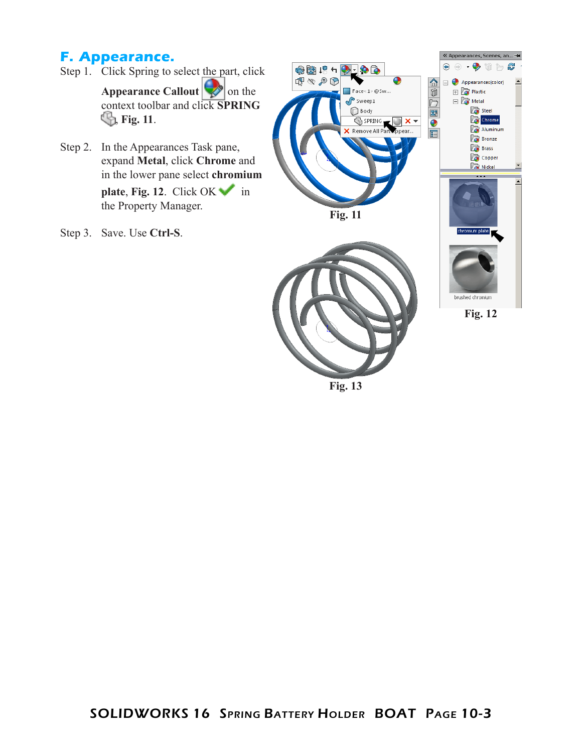## F. Appearance.

Step 1. Click Spring to select the part, click **Appearance Callout** on the context toolbar and click **SPRING**, **Fig. 11**.

Step 2. In the Appearances Task pane, expand **Metal**, click **Chrome** and in the lower pane select **chromium plate**, **Fig. 12**. Click OK in the Property Manager.

Step 3. Save. Use **Ctrl-S**.

**Fig. 11**

**Fig. 12**

**Fig. 13**